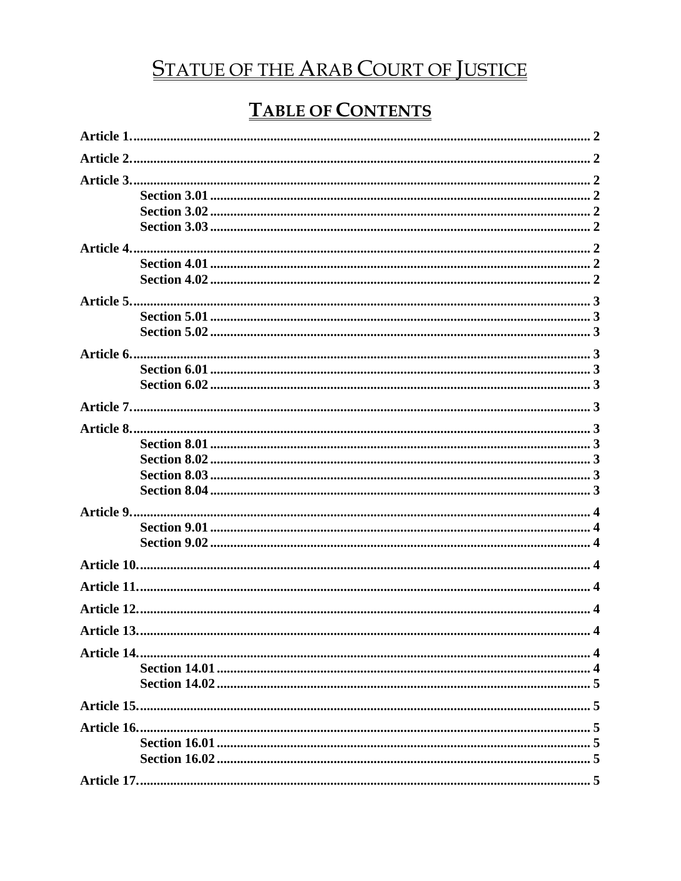# STATUE OF THE ARAB COURT OF JUSTICE

## TABLE OF CONTENTS

**Article 1.** ........ 2

**Article 2.** ........ 2

**Article 3.** ........ 2
- **Section 3.01** ........ 2
- **Section 3.02** ........ 2
- **Section 3.03** ........ 2

**Article 4.** ........ 2
- **Section 4.01** ........ 2
- **Section 4.02** ........ 2

**Article 5.** ........ 3
- **Section 5.01** ........ 3
- **Section 5.02** ........ 3

**Article 6.** ........ 3
- **Section 6.01** ........ 3
- **Section 6.02** ........ 3

**Article 7.** ........ 3

**Article 8.** ........ 3
- **Section 8.01** ........ 3
- **Section 8.02** ........ 3
- **Section 8.03** ........ 3
- **Section 8.04** ........ 3

**Article 9.** ........ 4
- **Section 9.01** ........ 4
- **Section 9.02** ........ 4

**Article 10.** ........ 4

**Article 11.** ........ 4

**Article 12.** ........ 4

**Article 13.** ........ 4

**Article 14.** ........ 4
- **Section 14.01** ........ 4
- **Section 14.02** ........ 5

**Article 15.** ........ 5

**Article 16.** ........ 5
- **Section 16.01** ........ 5
- **Section 16.02** ........ 5

**Article 17.** ........ 5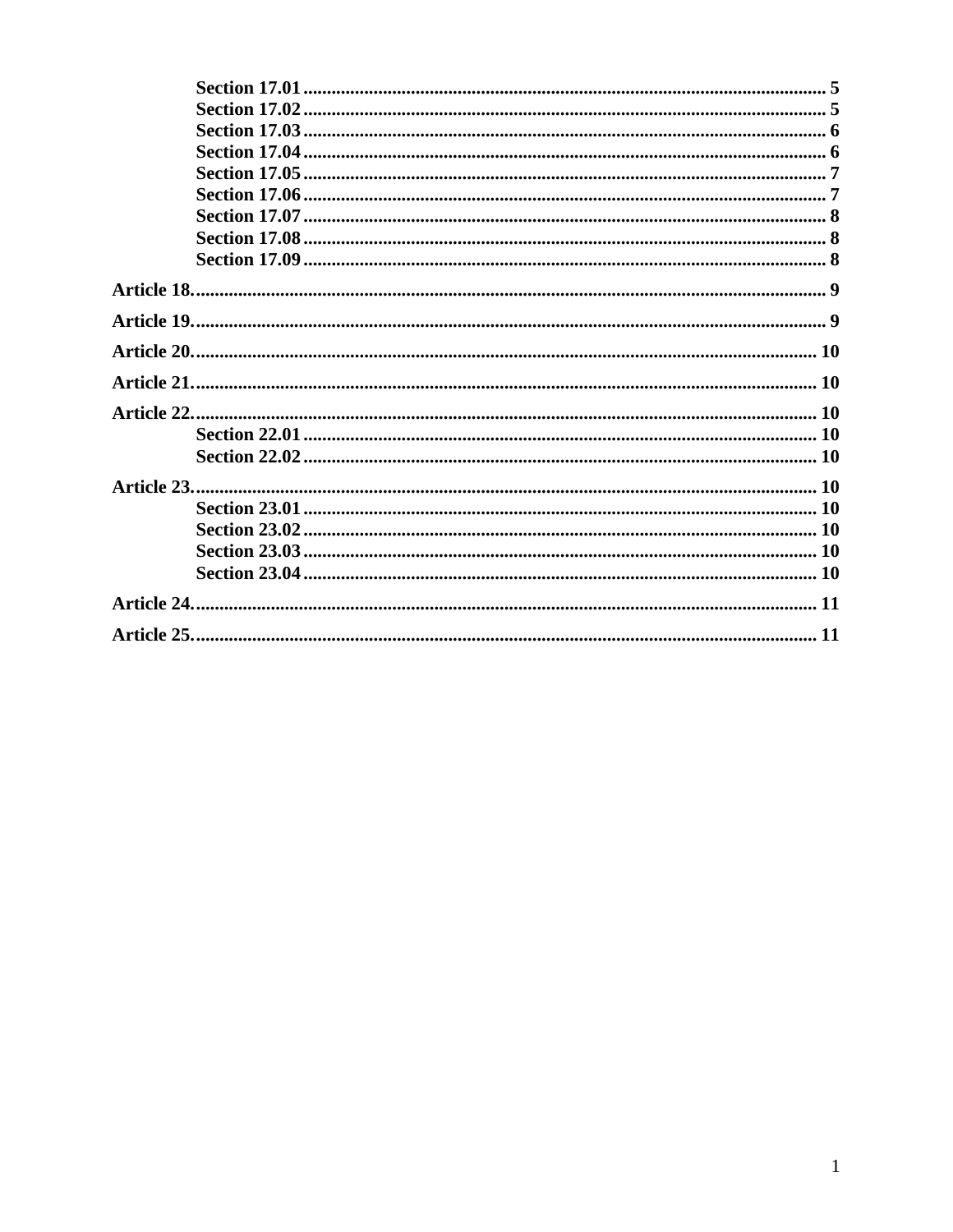- **Section 17.01** ..... 5
- **Section 17.02** ..... 5
- **Section 17.03** ..... 6
- **Section 17.04** ..... 6
- **Section 17.05** ..... 7
- **Section 17.06** ..... 7
- **Section 17.07** ..... 8
- **Section 17.08** ..... 8
- **Section 17.09** ..... 8

**Article 18.** ..... 9

**Article 19.** ..... 9

**Article 20.** ..... 10

**Article 21.** ..... 10

**Article 22.** ..... 10

- **Section 22.01** ..... 10
- **Section 22.02** ..... 10

**Article 23.** ..... 10

- **Section 23.01** ..... 10
- **Section 23.02** ..... 10
- **Section 23.03** ..... 10
- **Section 23.04** ..... 10

**Article 24.** ..... 11

**Article 25.** ..... 11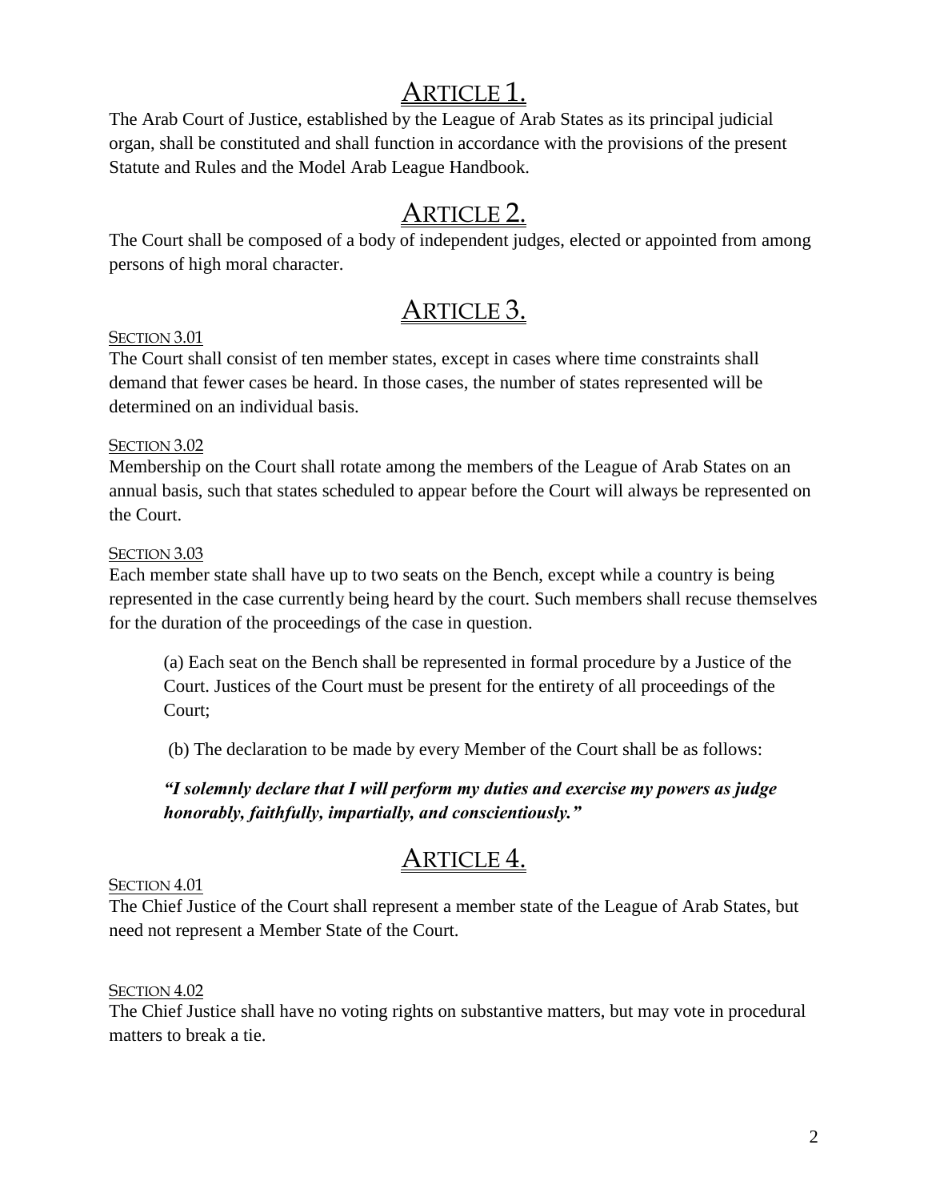# ARTICLE 1.

The Arab Court of Justice, established by the League of Arab States as its principal judicial organ, shall be constituted and shall function in accordance with the provisions of the present Statute and Rules and the Model Arab League Handbook.

# ARTICLE 2.

The Court shall be composed of a body of independent judges, elected or appointed from among persons of high moral character.

# ARTICLE 3.

SECTION 3.01

The Court shall consist of ten member states, except in cases where time constraints shall demand that fewer cases be heard. In those cases, the number of states represented will be determined on an individual basis.

SECTION 3.02

Membership on the Court shall rotate among the members of the League of Arab States on an annual basis, such that states scheduled to appear before the Court will always be represented on the Court.

SECTION 3.03

Each member state shall have up to two seats on the Bench, except while a country is being represented in the case currently being heard by the court. Such members shall recuse themselves for the duration of the proceedings of the case in question.

(a) Each seat on the Bench shall be represented in formal procedure by a Justice of the Court. Justices of the Court must be present for the entirety of all proceedings of the Court;

(b) The declaration to be made by every Member of the Court shall be as follows:

***"I solemnly declare that I will perform my duties and exercise my powers as judge honorably, faithfully, impartially, and conscientiously."***

# ARTICLE 4.

SECTION 4.01

The Chief Justice of the Court shall represent a member state of the League of Arab States, but need not represent a Member State of the Court.

SECTION 4.02

The Chief Justice shall have no voting rights on substantive matters, but may vote in procedural matters to break a tie.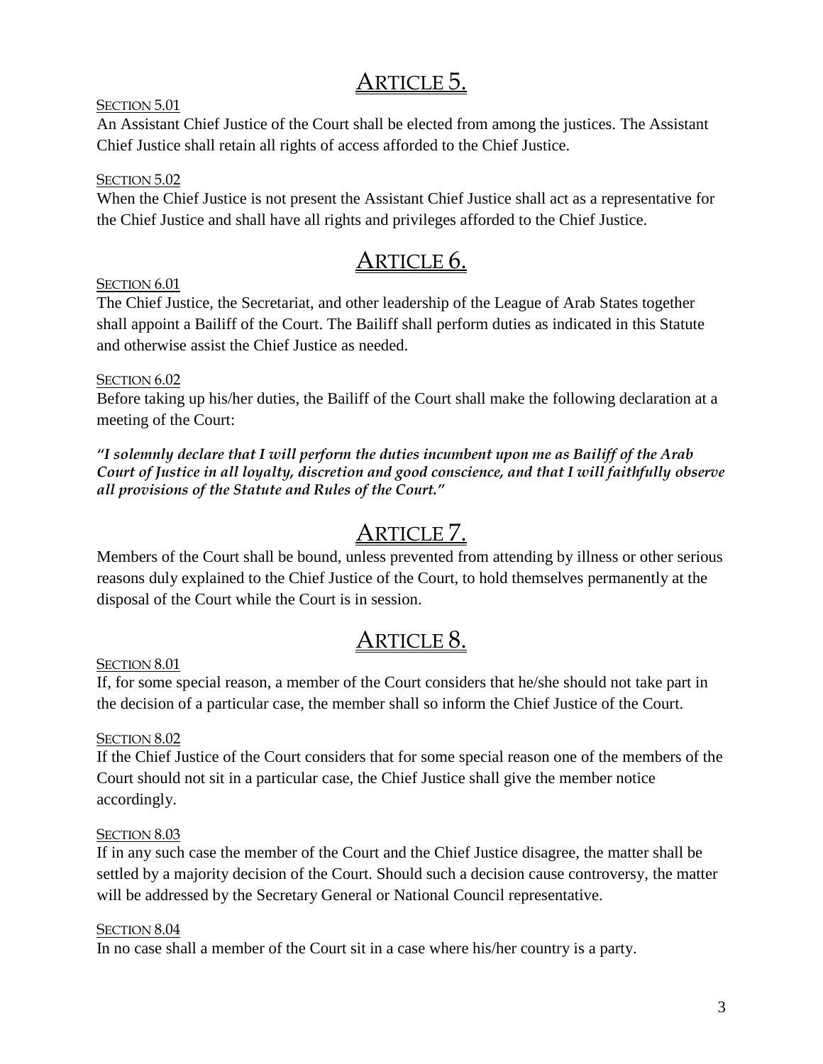# Article 5.

SECTION 5.01

An Assistant Chief Justice of the Court shall be elected from among the justices. The Assistant Chief Justice shall retain all rights of access afforded to the Chief Justice.

SECTION 5.02

When the Chief Justice is not present the Assistant Chief Justice shall act as a representative for the Chief Justice and shall have all rights and privileges afforded to the Chief Justice.

# Article 6.

SECTION 6.01

The Chief Justice, the Secretariat, and other leadership of the League of Arab States together shall appoint a Bailiff of the Court. The Bailiff shall perform duties as indicated in this Statute and otherwise assist the Chief Justice as needed.

SECTION 6.02

Before taking up his/her duties, the Bailiff of the Court shall make the following declaration at a meeting of the Court:

***"I solemnly declare that I will perform the duties incumbent upon me as Bailiff of the Arab Court of Justice in all loyalty, discretion and good conscience, and that I will faithfully observe all provisions of the Statute and Rules of the Court."***

# Article 7.

Members of the Court shall be bound, unless prevented from attending by illness or other serious reasons duly explained to the Chief Justice of the Court, to hold themselves permanently at the disposal of the Court while the Court is in session.

# Article 8.

SECTION 8.01

If, for some special reason, a member of the Court considers that he/she should not take part in the decision of a particular case, the member shall so inform the Chief Justice of the Court.

SECTION 8.02

If the Chief Justice of the Court considers that for some special reason one of the members of the Court should not sit in a particular case, the Chief Justice shall give the member notice accordingly.

SECTION 8.03

If in any such case the member of the Court and the Chief Justice disagree, the matter shall be settled by a majority decision of the Court. Should such a decision cause controversy, the matter will be addressed by the Secretary General or National Council representative.

SECTION 8.04

In no case shall a member of the Court sit in a case where his/her country is a party.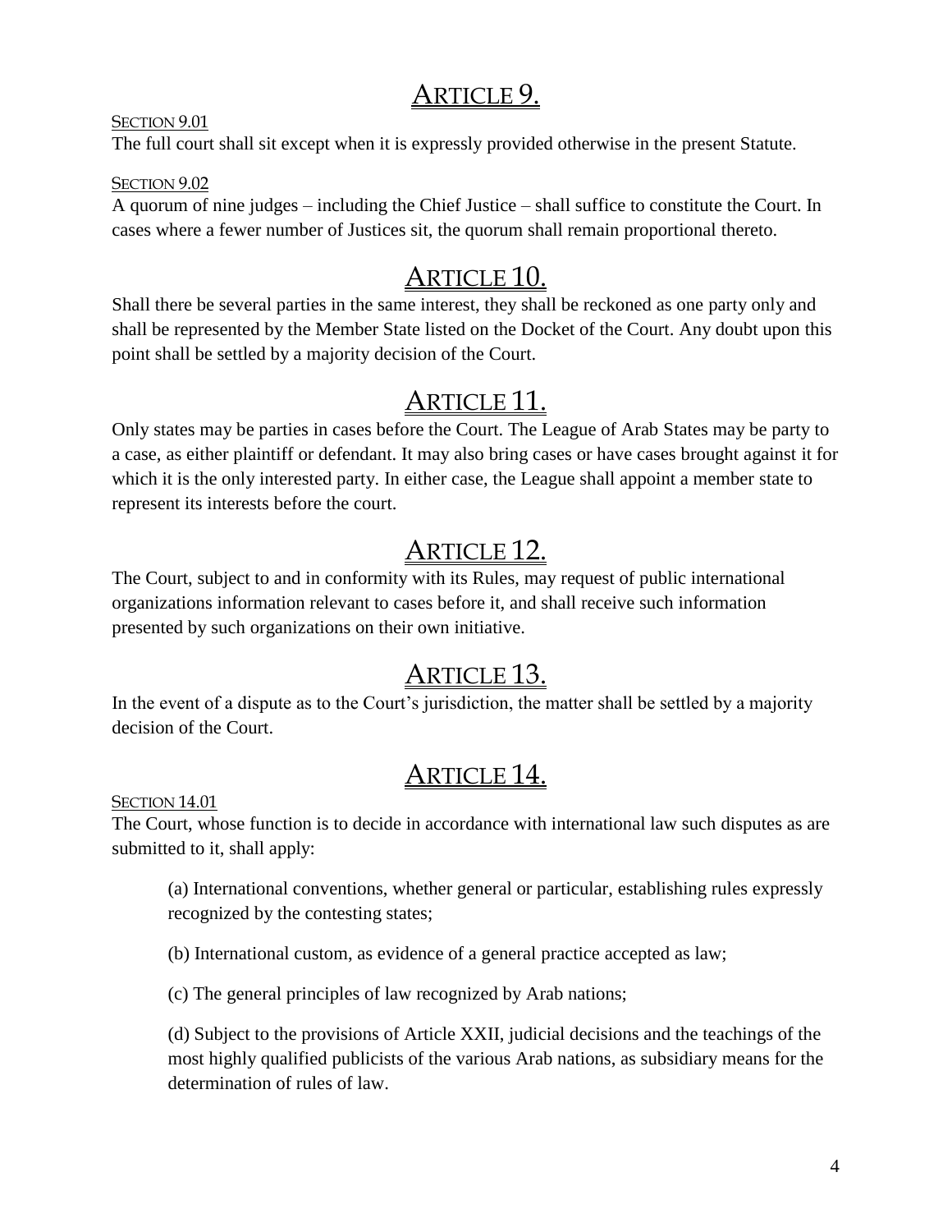## ARTICLE 9.

SECTION 9.01

The full court shall sit except when it is expressly provided otherwise in the present Statute.

SECTION 9.02

A quorum of nine judges – including the Chief Justice – shall suffice to constitute the Court. In cases where a fewer number of Justices sit, the quorum shall remain proportional thereto.

## ARTICLE 10.

Shall there be several parties in the same interest, they shall be reckoned as one party only and shall be represented by the Member State listed on the Docket of the Court. Any doubt upon this point shall be settled by a majority decision of the Court.

## ARTICLE 11.

Only states may be parties in cases before the Court. The League of Arab States may be party to a case, as either plaintiff or defendant. It may also bring cases or have cases brought against it for which it is the only interested party. In either case, the League shall appoint a member state to represent its interests before the court.

## ARTICLE 12.

The Court, subject to and in conformity with its Rules, may request of public international organizations information relevant to cases before it, and shall receive such information presented by such organizations on their own initiative.

## ARTICLE 13.

In the event of a dispute as to the Court's jurisdiction, the matter shall be settled by a majority decision of the Court.

## ARTICLE 14.

SECTION 14.01

The Court, whose function is to decide in accordance with international law such disputes as are submitted to it, shall apply:

(a) International conventions, whether general or particular, establishing rules expressly recognized by the contesting states;

(b) International custom, as evidence of a general practice accepted as law;

(c) The general principles of law recognized by Arab nations;

(d) Subject to the provisions of Article XXII, judicial decisions and the teachings of the most highly qualified publicists of the various Arab nations, as subsidiary means for the determination of rules of law.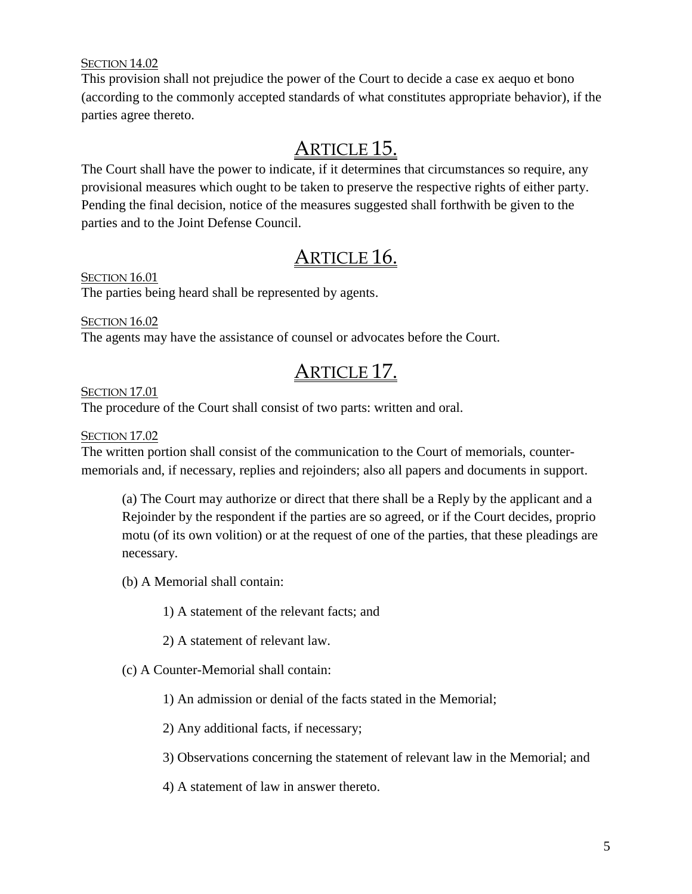SECTION 14.02

This provision shall not prejudice the power of the Court to decide a case ex aequo et bono (according to the commonly accepted standards of what constitutes appropriate behavior), if the parties agree thereto.

## ARTICLE 15.

The Court shall have the power to indicate, if it determines that circumstances so require, any provisional measures which ought to be taken to preserve the respective rights of either party. Pending the final decision, notice of the measures suggested shall forthwith be given to the parties and to the Joint Defense Council.

## ARTICLE 16.

SECTION 16.01

The parties being heard shall be represented by agents.

SECTION 16.02

The agents may have the assistance of counsel or advocates before the Court.

## ARTICLE 17.

SECTION 17.01

The procedure of the Court shall consist of two parts: written and oral.

SECTION 17.02

The written portion shall consist of the communication to the Court of memorials, counter-memorials and, if necessary, replies and rejoinders; also all papers and documents in support.

(a) The Court may authorize or direct that there shall be a Reply by the applicant and a Rejoinder by the respondent if the parties are so agreed, or if the Court decides, proprio motu (of its own volition) or at the request of one of the parties, that these pleadings are necessary.

(b) A Memorial shall contain:

1) A statement of the relevant facts; and

2) A statement of relevant law.

(c) A Counter-Memorial shall contain:

1) An admission or denial of the facts stated in the Memorial;

2) Any additional facts, if necessary;

3) Observations concerning the statement of relevant law in the Memorial; and

4) A statement of law in answer thereto.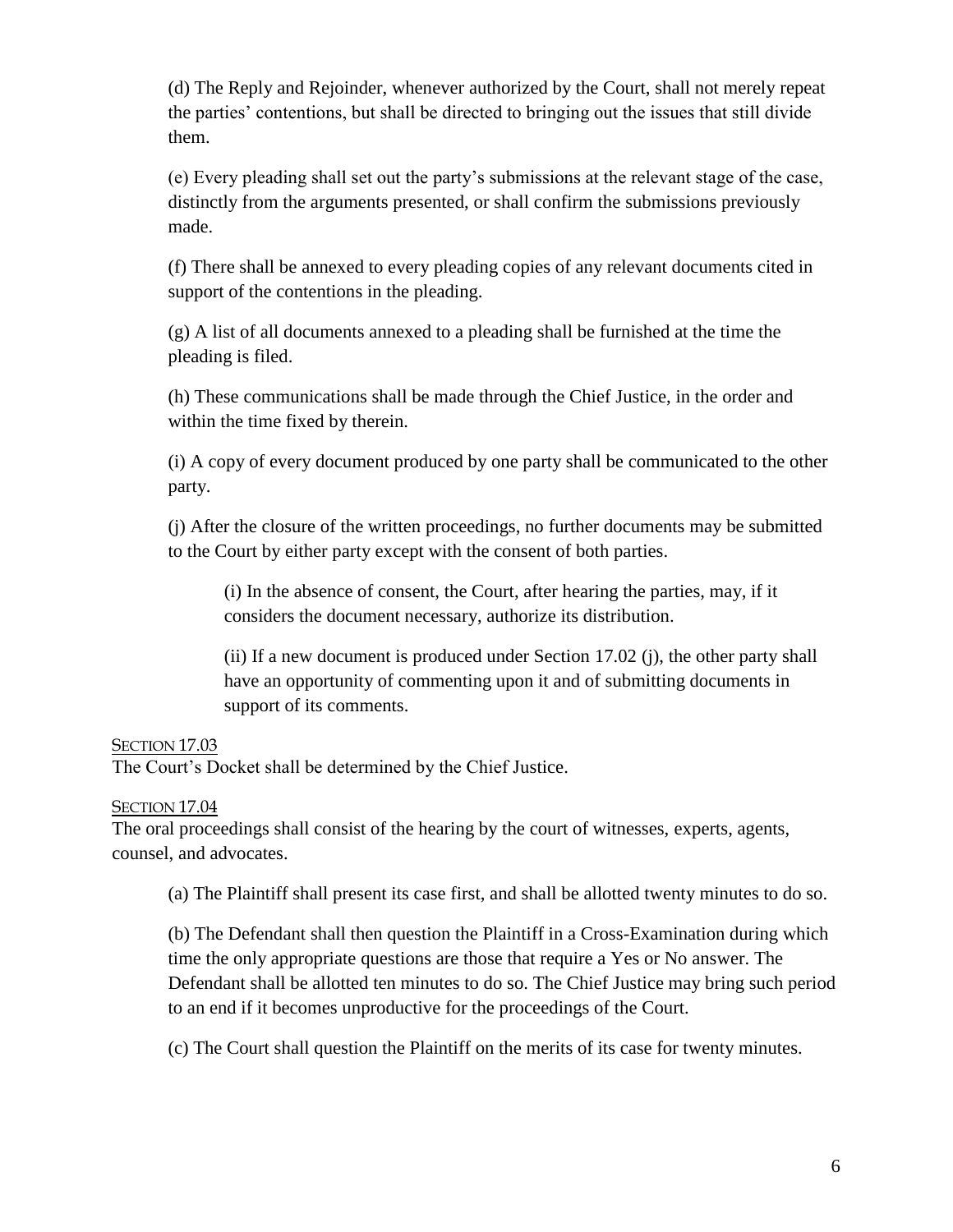(d) The Reply and Rejoinder, whenever authorized by the Court, shall not merely repeat the parties' contentions, but shall be directed to bringing out the issues that still divide them.

(e) Every pleading shall set out the party's submissions at the relevant stage of the case, distinctly from the arguments presented, or shall confirm the submissions previously made.

(f) There shall be annexed to every pleading copies of any relevant documents cited in support of the contentions in the pleading.

(g) A list of all documents annexed to a pleading shall be furnished at the time the pleading is filed.

(h) These communications shall be made through the Chief Justice, in the order and within the time fixed by therein.

(i) A copy of every document produced by one party shall be communicated to the other party.

(j) After the closure of the written proceedings, no further documents may be submitted to the Court by either party except with the consent of both parties.

> (i) In the absence of consent, the Court, after hearing the parties, may, if it considers the document necessary, authorize its distribution.
>
> (ii) If a new document is produced under Section 17.02 (j), the other party shall have an opportunity of commenting upon it and of submitting documents in support of its comments.

Section 17.03

The Court's Docket shall be determined by the Chief Justice.

Section 17.04

The oral proceedings shall consist of the hearing by the court of witnesses, experts, agents, counsel, and advocates.

(a) The Plaintiff shall present its case first, and shall be allotted twenty minutes to do so.

(b) The Defendant shall then question the Plaintiff in a Cross-Examination during which time the only appropriate questions are those that require a Yes or No answer. The Defendant shall be allotted ten minutes to do so. The Chief Justice may bring such period to an end if it becomes unproductive for the proceedings of the Court.

(c) The Court shall question the Plaintiff on the merits of its case for twenty minutes.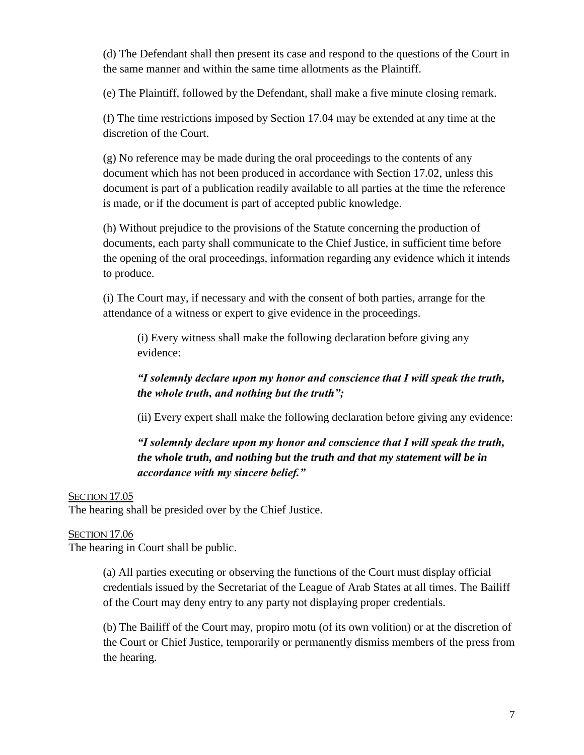(d) The Defendant shall then present its case and respond to the questions of the Court in the same manner and within the same time allotments as the Plaintiff.

(e) The Plaintiff, followed by the Defendant, shall make a five minute closing remark.

(f) The time restrictions imposed by Section 17.04 may be extended at any time at the discretion of the Court.

(g) No reference may be made during the oral proceedings to the contents of any document which has not been produced in accordance with Section 17.02, unless this document is part of a publication readily available to all parties at the time the reference is made, or if the document is part of accepted public knowledge.

(h) Without prejudice to the provisions of the Statute concerning the production of documents, each party shall communicate to the Chief Justice, in sufficient time before the opening of the oral proceedings, information regarding any evidence which it intends to produce.

(i) The Court may, if necessary and with the consent of both parties, arrange for the attendance of a witness or expert to give evidence in the proceedings.

> (i) Every witness shall make the following declaration before giving any evidence:
>
> ***"I solemnly declare upon my honor and conscience that I will speak the truth, the whole truth, and nothing but the truth";***
>
> (ii) Every expert shall make the following declaration before giving any evidence:
>
> ***"I solemnly declare upon my honor and conscience that I will speak the truth, the whole truth, and nothing but the truth and that my statement will be in accordance with my sincere belief."***

<u>SECTION 17.05</u>
The hearing shall be presided over by the Chief Justice.

<u>SECTION 17.06</u>
The hearing in Court shall be public.

> (a) All parties executing or observing the functions of the Court must display official credentials issued by the Secretariat of the League of Arab States at all times. The Bailiff of the Court may deny entry to any party not displaying proper credentials.
>
> (b) The Bailiff of the Court may, propiro motu (of its own volition) or at the discretion of the Court or Chief Justice, temporarily or permanently dismiss members of the press from the hearing.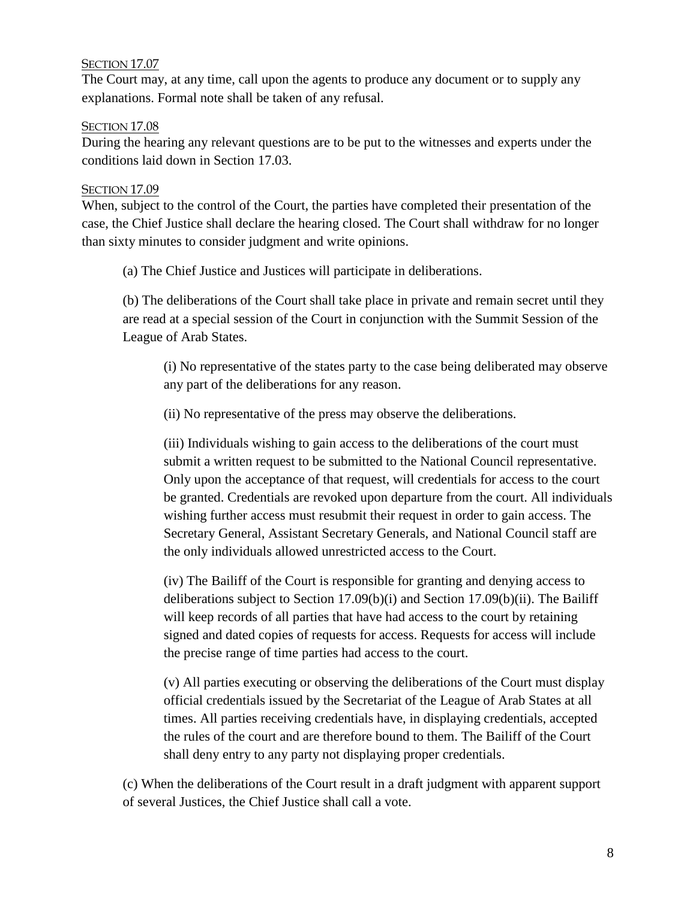SECTION 17.07

The Court may, at any time, call upon the agents to produce any document or to supply any explanations. Formal note shall be taken of any refusal.

SECTION 17.08

During the hearing any relevant questions are to be put to the witnesses and experts under the conditions laid down in Section 17.03.

SECTION 17.09

When, subject to the control of the Court, the parties have completed their presentation of the case, the Chief Justice shall declare the hearing closed. The Court shall withdraw for no longer than sixty minutes to consider judgment and write opinions.

(a) The Chief Justice and Justices will participate in deliberations.

(b) The deliberations of the Court shall take place in private and remain secret until they are read at a special session of the Court in conjunction with the Summit Session of the League of Arab States.

(i) No representative of the states party to the case being deliberated may observe any part of the deliberations for any reason.

(ii) No representative of the press may observe the deliberations.

(iii) Individuals wishing to gain access to the deliberations of the court must submit a written request to be submitted to the National Council representative. Only upon the acceptance of that request, will credentials for access to the court be granted. Credentials are revoked upon departure from the court. All individuals wishing further access must resubmit their request in order to gain access. The Secretary General, Assistant Secretary Generals, and National Council staff are the only individuals allowed unrestricted access to the Court.

(iv) The Bailiff of the Court is responsible for granting and denying access to deliberations subject to Section 17.09(b)(i) and Section 17.09(b)(ii). The Bailiff will keep records of all parties that have had access to the court by retaining signed and dated copies of requests for access. Requests for access will include the precise range of time parties had access to the court.

(v) All parties executing or observing the deliberations of the Court must display official credentials issued by the Secretariat of the League of Arab States at all times. All parties receiving credentials have, in displaying credentials, accepted the rules of the court and are therefore bound to them. The Bailiff of the Court shall deny entry to any party not displaying proper credentials.

(c) When the deliberations of the Court result in a draft judgment with apparent support of several Justices, the Chief Justice shall call a vote.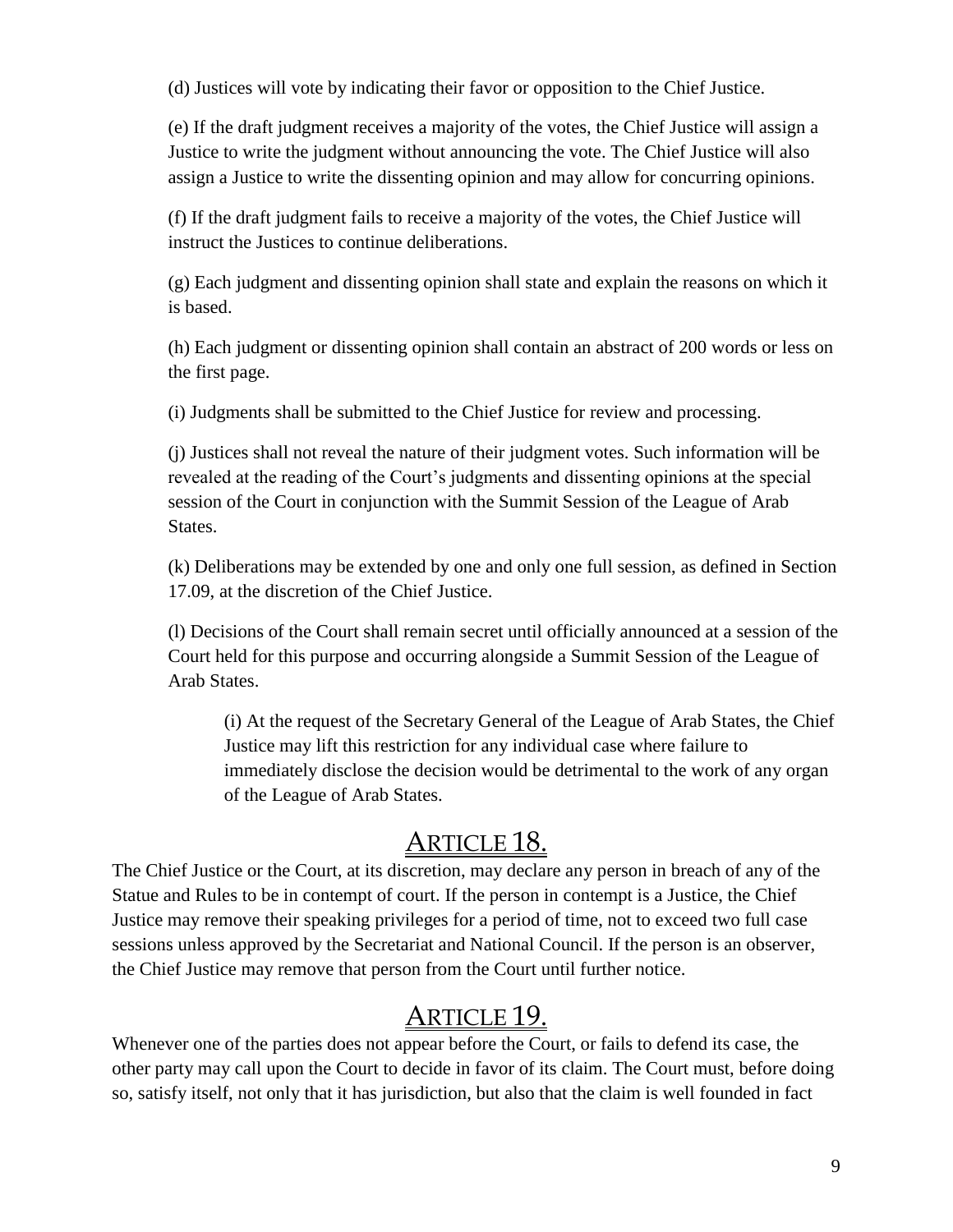(d) Justices will vote by indicating their favor or opposition to the Chief Justice.

(e) If the draft judgment receives a majority of the votes, the Chief Justice will assign a Justice to write the judgment without announcing the vote. The Chief Justice will also assign a Justice to write the dissenting opinion and may allow for concurring opinions.

(f) If the draft judgment fails to receive a majority of the votes, the Chief Justice will instruct the Justices to continue deliberations.

(g) Each judgment and dissenting opinion shall state and explain the reasons on which it is based.

(h) Each judgment or dissenting opinion shall contain an abstract of 200 words or less on the first page.

(i) Judgments shall be submitted to the Chief Justice for review and processing.

(j) Justices shall not reveal the nature of their judgment votes. Such information will be revealed at the reading of the Court's judgments and dissenting opinions at the special session of the Court in conjunction with the Summit Session of the League of Arab States.

(k) Deliberations may be extended by one and only one full session, as defined in Section 17.09, at the discretion of the Chief Justice.

(l) Decisions of the Court shall remain secret until officially announced at a session of the Court held for this purpose and occurring alongside a Summit Session of the League of Arab States.

> (i) At the request of the Secretary General of the League of Arab States, the Chief Justice may lift this restriction for any individual case where failure to immediately disclose the decision would be detrimental to the work of any organ of the League of Arab States.

## ARTICLE 18.

The Chief Justice or the Court, at its discretion, may declare any person in breach of any of the Statue and Rules to be in contempt of court. If the person in contempt is a Justice, the Chief Justice may remove their speaking privileges for a period of time, not to exceed two full case sessions unless approved by the Secretariat and National Council. If the person is an observer, the Chief Justice may remove that person from the Court until further notice.

## ARTICLE 19.

Whenever one of the parties does not appear before the Court, or fails to defend its case, the other party may call upon the Court to decide in favor of its claim. The Court must, before doing so, satisfy itself, not only that it has jurisdiction, but also that the claim is well founded in fact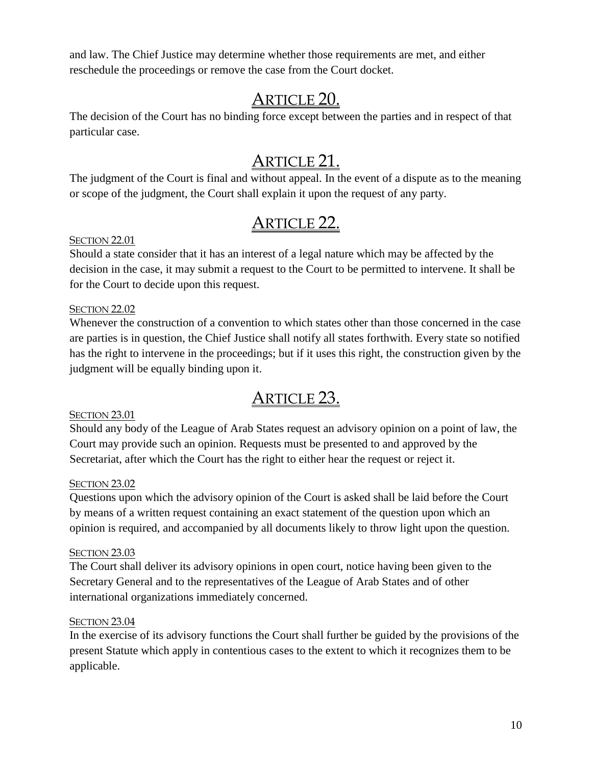and law. The Chief Justice may determine whether those requirements are met, and either reschedule the proceedings or remove the case from the Court docket.

## ARTICLE 20.

The decision of the Court has no binding force except between the parties and in respect of that particular case.

## ARTICLE 21.

The judgment of the Court is final and without appeal. In the event of a dispute as to the meaning or scope of the judgment, the Court shall explain it upon the request of any party.

## ARTICLE 22.

### SECTION 22.01

Should a state consider that it has an interest of a legal nature which may be affected by the decision in the case, it may submit a request to the Court to be permitted to intervene. It shall be for the Court to decide upon this request.

### SECTION 22.02

Whenever the construction of a convention to which states other than those concerned in the case are parties is in question, the Chief Justice shall notify all states forthwith. Every state so notified has the right to intervene in the proceedings; but if it uses this right, the construction given by the judgment will be equally binding upon it.

## ARTICLE 23.

### SECTION 23.01

Should any body of the League of Arab States request an advisory opinion on a point of law, the Court may provide such an opinion. Requests must be presented to and approved by the Secretariat, after which the Court has the right to either hear the request or reject it.

### SECTION 23.02

Questions upon which the advisory opinion of the Court is asked shall be laid before the Court by means of a written request containing an exact statement of the question upon which an opinion is required, and accompanied by all documents likely to throw light upon the question.

### SECTION 23.03

The Court shall deliver its advisory opinions in open court, notice having been given to the Secretary General and to the representatives of the League of Arab States and of other international organizations immediately concerned.

### SECTION 23.04

In the exercise of its advisory functions the Court shall further be guided by the provisions of the present Statute which apply in contentious cases to the extent to which it recognizes them to be applicable.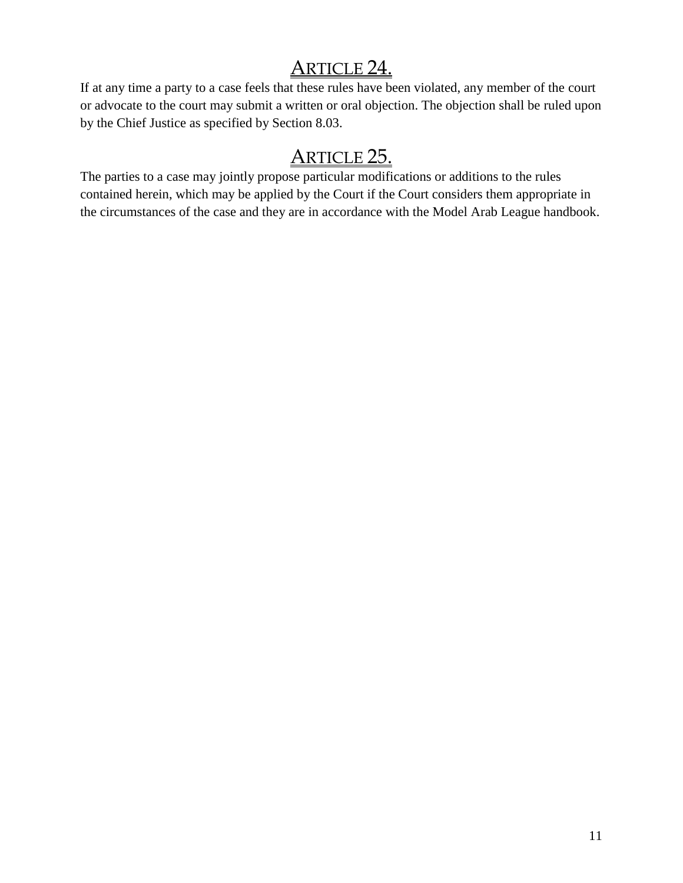## Article 24.

If at any time a party to a case feels that these rules have been violated, any member of the court or advocate to the court may submit a written or oral objection. The objection shall be ruled upon by the Chief Justice as specified by Section 8.03.

## Article 25.

The parties to a case may jointly propose particular modifications or additions to the rules contained herein, which may be applied by the Court if the Court considers them appropriate in the circumstances of the case and they are in accordance with the Model Arab League handbook.